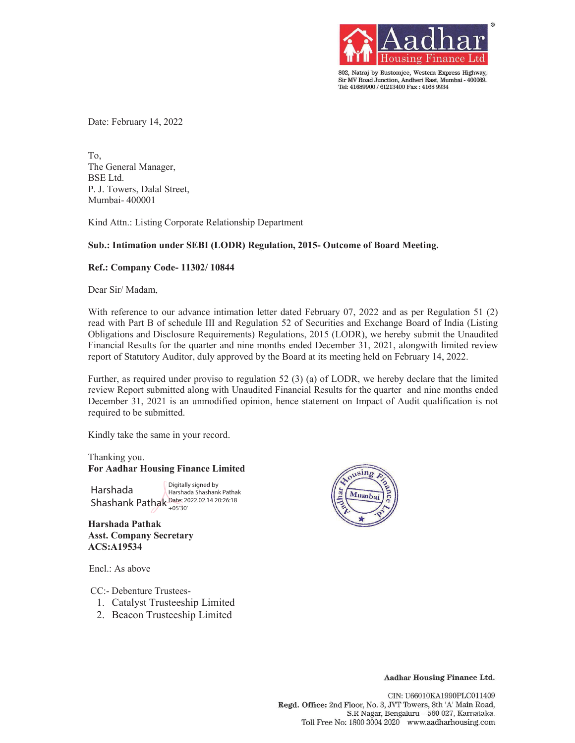Aadhar Housing Finance Ltd

802, Natraj by Rustomjee, Western Express Highway,
Sir MV Road Junction, Andheri East, Mumbai - 400069.
Tel: 41689900 / 61213400 Fax : 4168 9934

Date: February 14, 2022

To,
The General Manager,
BSE Ltd.
P. J. Towers, Dalal Street,
Mumbai- 400001

Kind Attn.: Listing Corporate Relationship Department

**Sub.: Intimation under SEBI (LODR) Regulation, 2015- Outcome of Board Meeting.**

**Ref.: Company Code- 11302/ 10844**

Dear Sir/ Madam,

With reference to our advance intimation letter dated February 07, 2022 and as per Regulation 51 (2) read with Part B of schedule III and Regulation 52 of Securities and Exchange Board of India (Listing Obligations and Disclosure Requirements) Regulations, 2015 (LODR), we hereby submit the Unaudited Financial Results for the quarter and nine months ended December 31, 2021, alongwith limited review report of Statutory Auditor, duly approved by the Board at its meeting held on February 14, 2022.

Further, as required under proviso to regulation 52 (3) (a) of LODR, we hereby declare that the limited review Report submitted along with Unaudited Financial Results for the quarter and nine months ended December 31, 2021 is an unmodified opinion, hence statement on Impact of Audit qualification is not required to be submitted.

Kindly take the same in your record.

Thanking you.
**For Aadhar Housing Finance Limited**

Harshada Shashank Pathak
Digitally signed by Harshada Shashank Pathak
Date: 2022.02.14 20:26:18 +05'30'

**Harshada Pathak**
**Asst. Company Secretary**
**ACS:A19534**

Encl.: As above

CC:- Debenture Trustees-

1. Catalyst Trusteeship Limited
2. Beacon Trusteeship Limited

**Aadhar Housing Finance Ltd.**

CIN: U66010KA1990PLC011409
**Regd. Office:** 2nd Floor, No. 3, JVT Towers, 8th 'A' Main Road, S.R Nagar, Bengaluru – 560 027, Karnataka.
Toll Free No: 1800 3004 2020 www.aadharhousing.com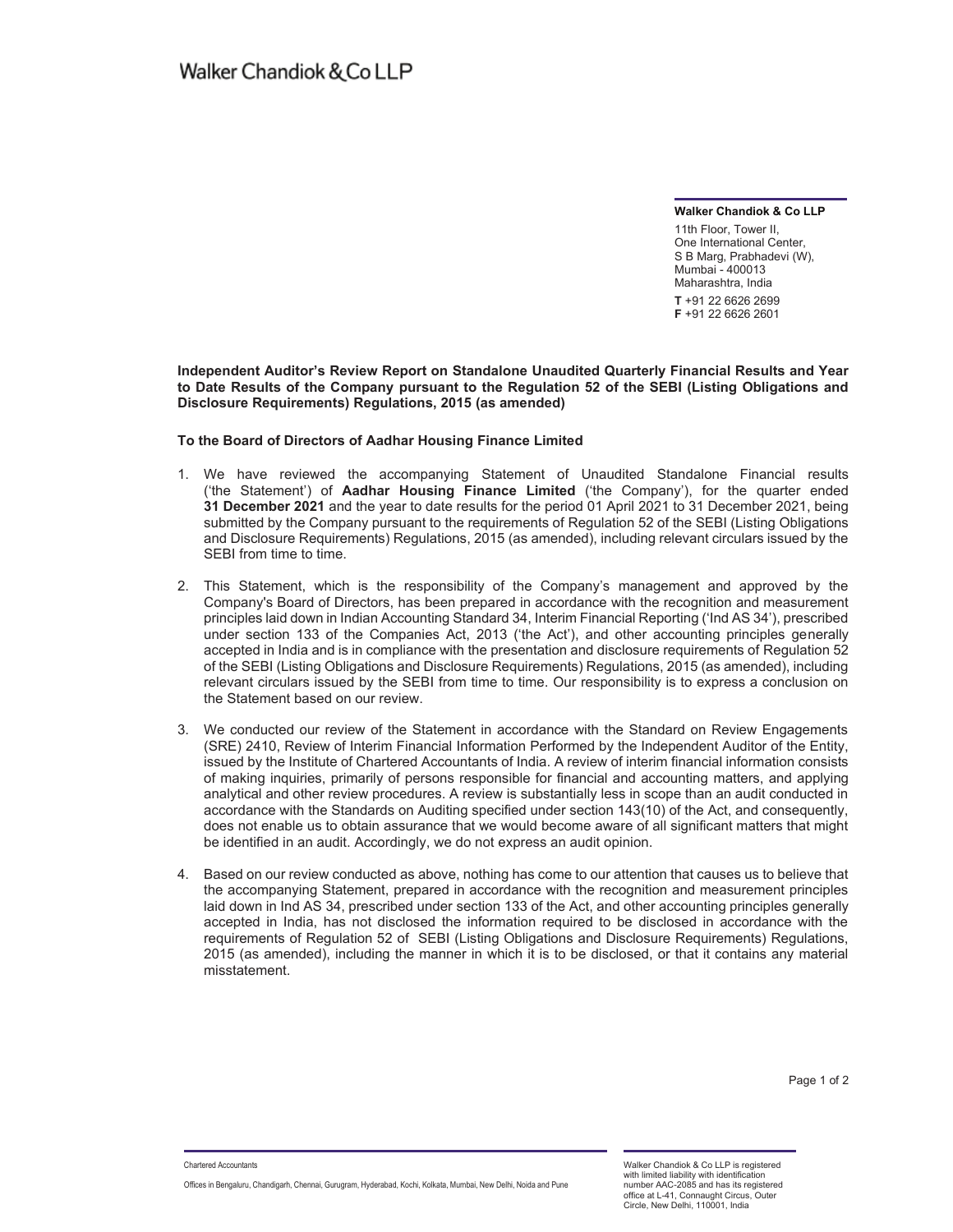Walker Chandiok & Co LLP

**Walker Chandiok & Co LLP**

11th Floor, Tower II,
One International Center,
S B Marg, Prabhadevi (W),
Mumbai - 400013
Maharashtra, India

**T** +91 22 6626 2699
**F** +91 22 6626 2601

**Independent Auditor's Review Report on Standalone Unaudited Quarterly Financial Results and Year to Date Results of the Company pursuant to the Regulation 52 of the SEBI (Listing Obligations and Disclosure Requirements) Regulations, 2015 (as amended)**

**To the Board of Directors of Aadhar Housing Finance Limited**

1. We have reviewed the accompanying Statement of Unaudited Standalone Financial results ('the Statement') of **Aadhar Housing Finance Limited** ('the Company'), for the quarter ended **31 December 2021** and the year to date results for the period 01 April 2021 to 31 December 2021, being submitted by the Company pursuant to the requirements of Regulation 52 of the SEBI (Listing Obligations and Disclosure Requirements) Regulations, 2015 (as amended), including relevant circulars issued by the SEBI from time to time.

2. This Statement, which is the responsibility of the Company's management and approved by the Company's Board of Directors, has been prepared in accordance with the recognition and measurement principles laid down in Indian Accounting Standard 34, Interim Financial Reporting ('Ind AS 34'), prescribed under section 133 of the Companies Act, 2013 ('the Act'), and other accounting principles generally accepted in India and is in compliance with the presentation and disclosure requirements of Regulation 52 of the SEBI (Listing Obligations and Disclosure Requirements) Regulations, 2015 (as amended), including relevant circulars issued by the SEBI from time to time. Our responsibility is to express a conclusion on the Statement based on our review.

3. We conducted our review of the Statement in accordance with the Standard on Review Engagements (SRE) 2410, Review of Interim Financial Information Performed by the Independent Auditor of the Entity, issued by the Institute of Chartered Accountants of India. A review of interim financial information consists of making inquiries, primarily of persons responsible for financial and accounting matters, and applying analytical and other review procedures. A review is substantially less in scope than an audit conducted in accordance with the Standards on Auditing specified under section 143(10) of the Act, and consequently, does not enable us to obtain assurance that we would become aware of all significant matters that might be identified in an audit. Accordingly, we do not express an audit opinion.

4. Based on our review conducted as above, nothing has come to our attention that causes us to believe that the accompanying Statement, prepared in accordance with the recognition and measurement principles laid down in Ind AS 34, prescribed under section 133 of the Act, and other accounting principles generally accepted in India, has not disclosed the information required to be disclosed in accordance with the requirements of Regulation 52 of SEBI (Listing Obligations and Disclosure Requirements) Regulations, 2015 (as amended), including the manner in which it is to be disclosed, or that it contains any material misstatement.

Chartered Accountants

Offices in Bengaluru, Chandigarh, Chennai, Gurugram, Hyderabad, Kochi, Kolkata, Mumbai, New Delhi, Noida and Pune

Walker Chandiok & Co LLP is registered with limited liability with identification number AAC-2085 and has its registered office at L-41, Connaught Circus, Outer Circle, New Delhi, 110001, India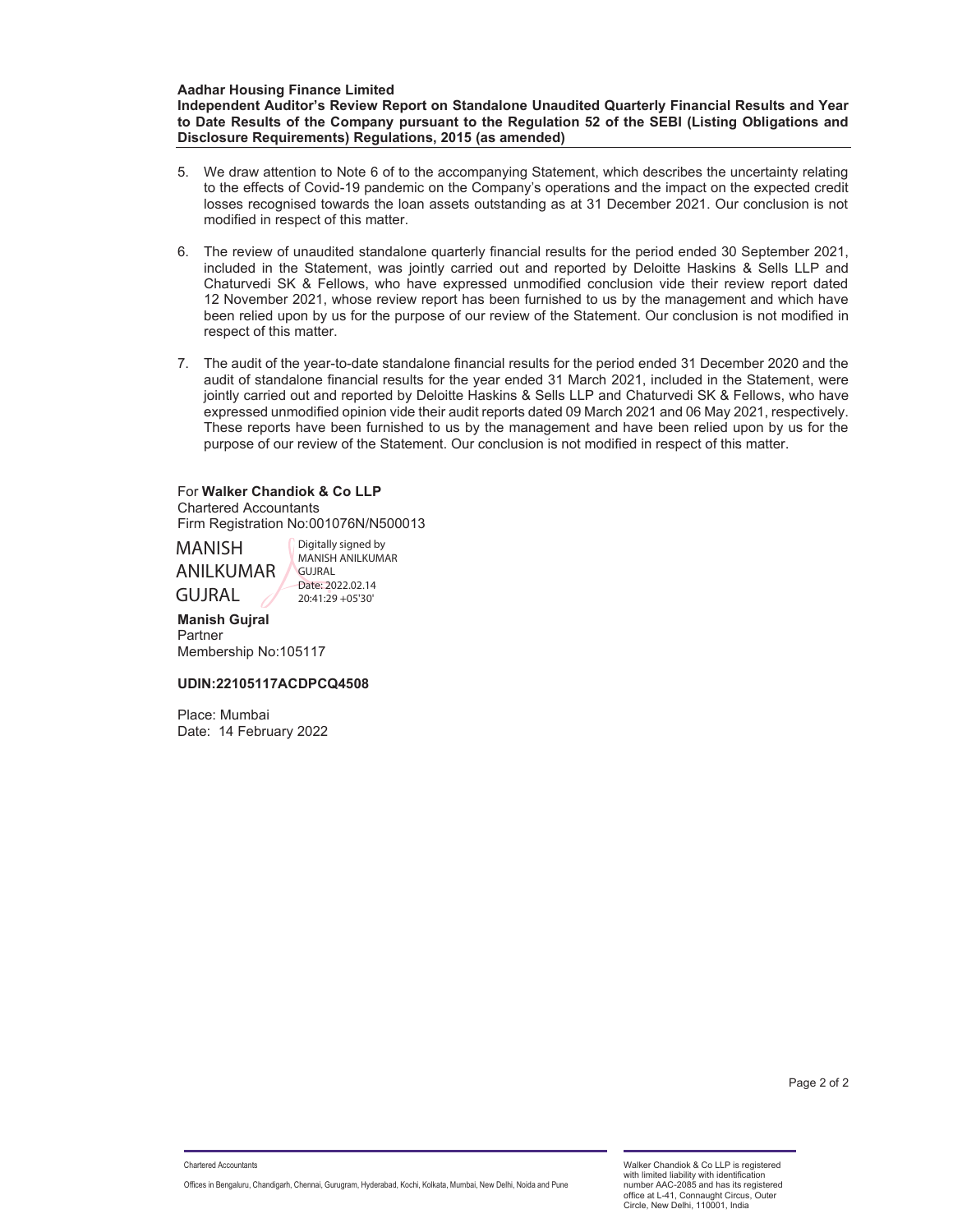**Aadhar Housing Finance Limited**
**Independent Auditor's Review Report on Standalone Unaudited Quarterly Financial Results and Year to Date Results of the Company pursuant to the Regulation 52 of the SEBI (Listing Obligations and Disclosure Requirements) Regulations, 2015 (as amended)**

5. We draw attention to Note 6 of to the accompanying Statement, which describes the uncertainty relating to the effects of Covid-19 pandemic on the Company's operations and the impact on the expected credit losses recognised towards the loan assets outstanding as at 31 December 2021. Our conclusion is not modified in respect of this matter.

6. The review of unaudited standalone quarterly financial results for the period ended 30 September 2021, included in the Statement, was jointly carried out and reported by Deloitte Haskins & Sells LLP and Chaturvedi SK & Fellows, who have expressed unmodified conclusion vide their review report dated 12 November 2021, whose review report has been furnished to us by the management and which have been relied upon by us for the purpose of our review of the Statement. Our conclusion is not modified in respect of this matter.

7. The audit of the year-to-date standalone financial results for the period ended 31 December 2020 and the audit of standalone financial results for the year ended 31 March 2021, included in the Statement, were jointly carried out and reported by Deloitte Haskins & Sells LLP and Chaturvedi SK & Fellows, who have expressed unmodified opinion vide their audit reports dated 09 March 2021 and 06 May 2021, respectively. These reports have been furnished to us by the management and have been relied upon by us for the purpose of our review of the Statement. Our conclusion is not modified in respect of this matter.

For **Walker Chandiok & Co LLP**
Chartered Accountants
Firm Registration No:001076N/N500013

MANISH ANILKUMAR GUJRAL
Digitally signed by MANISH ANILKUMAR GUJRAL
Date: 2022.02.14 20:41:29 +05'30'

**Manish Gujral**
Partner
Membership No:105117

**UDIN:22105117ACDPCQ4508**

Place: Mumbai
Date: 14 February 2022

Chartered Accountants

Offices in Bengaluru, Chandigarh, Chennai, Gurugram, Hyderabad, Kochi, Kolkata, Mumbai, New Delhi, Noida and Pune

Walker Chandiok & Co LLP is registered with limited liability with identification number AAC-2085 and has its registered office at L-41, Connaught Circus, Outer Circle, New Delhi, 110001, India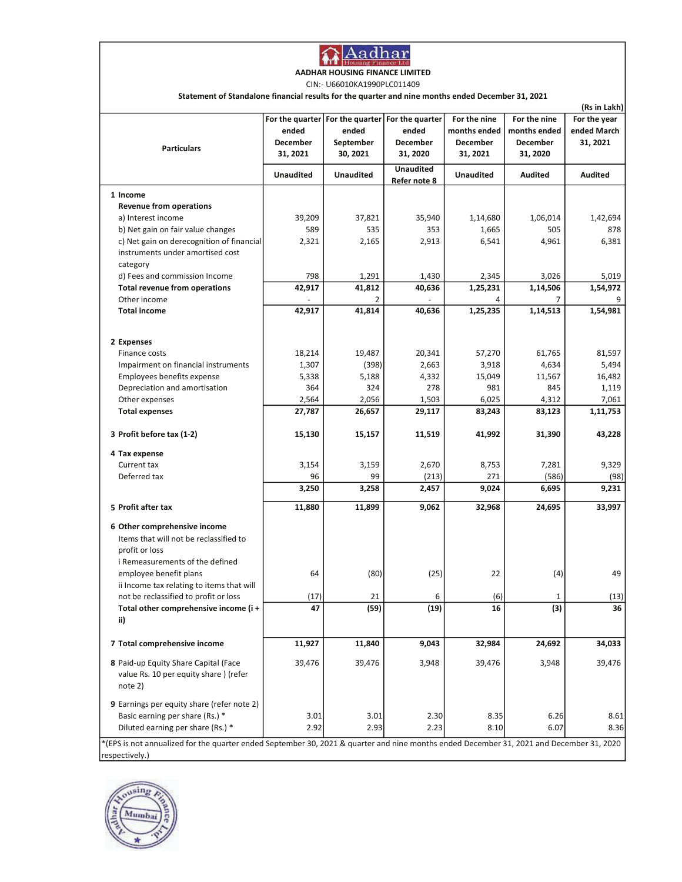# AADHAR HOUSING FINANCE LIMITED

CIN:- U66010KA1990PLC011409

**Statement of Standalone financial results for the quarter and nine months ended December 31, 2021**

(Rs in Lakh)

| Particulars | For the quarter ended December 31, 2021 | For the quarter ended September 30, 2021 | For the quarter ended December 31, 2020 | For the nine months ended December 31, 2021 | For the nine months ended December 31, 2020 | For the year ended March 31, 2021 |
|---|---|---|---|---|---|---|
| | Unaudited | Unaudited | Unaudited Refer note 8 | Unaudited | Audited | Audited |
| **1 Income** | | | | | | |
| **Revenue from operations** | | | | | | |
| a) Interest income | 39,209 | 37,821 | 35,940 | 1,14,680 | 1,06,014 | 1,42,694 |
| b) Net gain on fair value changes | 589 | 535 | 353 | 1,665 | 505 | 878 |
| c) Net gain on derecognition of financial instruments under amortised cost category | 2,321 | 2,165 | 2,913 | 6,541 | 4,961 | 6,381 |
| d) Fees and commission Income | 798 | 1,291 | 1,430 | 2,345 | 3,026 | 5,019 |
| **Total revenue from operations** | **42,917** | **41,812** | **40,636** | **1,25,231** | **1,14,506** | **1,54,972** |
| Other income | - | 2 | - | 4 | 7 | 9 |
| **Total income** | **42,917** | **41,814** | **40,636** | **1,25,235** | **1,14,513** | **1,54,981** |
| **2 Expenses** | | | | | | |
| Finance costs | 18,214 | 19,487 | 20,341 | 57,270 | 61,765 | 81,597 |
| Impairment on financial instruments | 1,307 | (398) | 2,663 | 3,918 | 4,634 | 5,494 |
| Employees benefits expense | 5,338 | 5,188 | 4,332 | 15,049 | 11,567 | 16,482 |
| Depreciation and amortisation | 364 | 324 | 278 | 981 | 845 | 1,119 |
| Other expenses | 2,564 | 2,056 | 1,503 | 6,025 | 4,312 | 7,061 |
| **Total expenses** | **27,787** | **26,657** | **29,117** | **83,243** | **83,123** | **1,11,753** |
| **3 Profit before tax (1-2)** | **15,130** | **15,157** | **11,519** | **41,992** | **31,390** | **43,228** |
| **4 Tax expense** | | | | | | |
| Current tax | 3,154 | 3,159 | 2,670 | 8,753 | 7,281 | 9,329 |
| Deferred tax | 96 | 99 | (213) | 271 | (586) | (98) |
| | **3,250** | **3,258** | **2,457** | **9,024** | **6,695** | **9,231** |
| **5 Profit after tax** | **11,880** | **11,899** | **9,062** | **32,968** | **24,695** | **33,997** |
| **6 Other comprehensive income** | | | | | | |
| Items that will not be reclassified to profit or loss | | | | | | |
| i Remeasurements of the defined employee benefit plans | 64 | (80) | (25) | 22 | (4) | 49 |
| ii Income tax relating to items that will not be reclassified to profit or loss | (17) | 21 | 6 | (6) | 1 | (13) |
| **Total other comprehensive income (i + ii)** | **47** | **(59)** | **(19)** | **16** | **(3)** | **36** |
| **7 Total comprehensive income** | **11,927** | **11,840** | **9,043** | **32,984** | **24,692** | **34,033** |
| 8 Paid-up Equity Share Capital (Face value Rs. 10 per equity share ) (refer note 2) | 39,476 | 39,476 | 3,948 | 39,476 | 3,948 | 39,476 |
| 9 Earnings per equity share (refer note 2) | | | | | | |
| Basic earning per share (Rs.) * | 3.01 | 3.01 | 2.30 | 8.35 | 6.26 | 8.61 |
| Diluted earning per share (Rs.) * | 2.92 | 2.93 | 2.23 | 8.10 | 6.07 | 8.36 |

*(EPS is not annualized for the quarter ended September 30, 2021 & quarter and nine months ended December 31, 2021 and December 31, 2020 respectively.)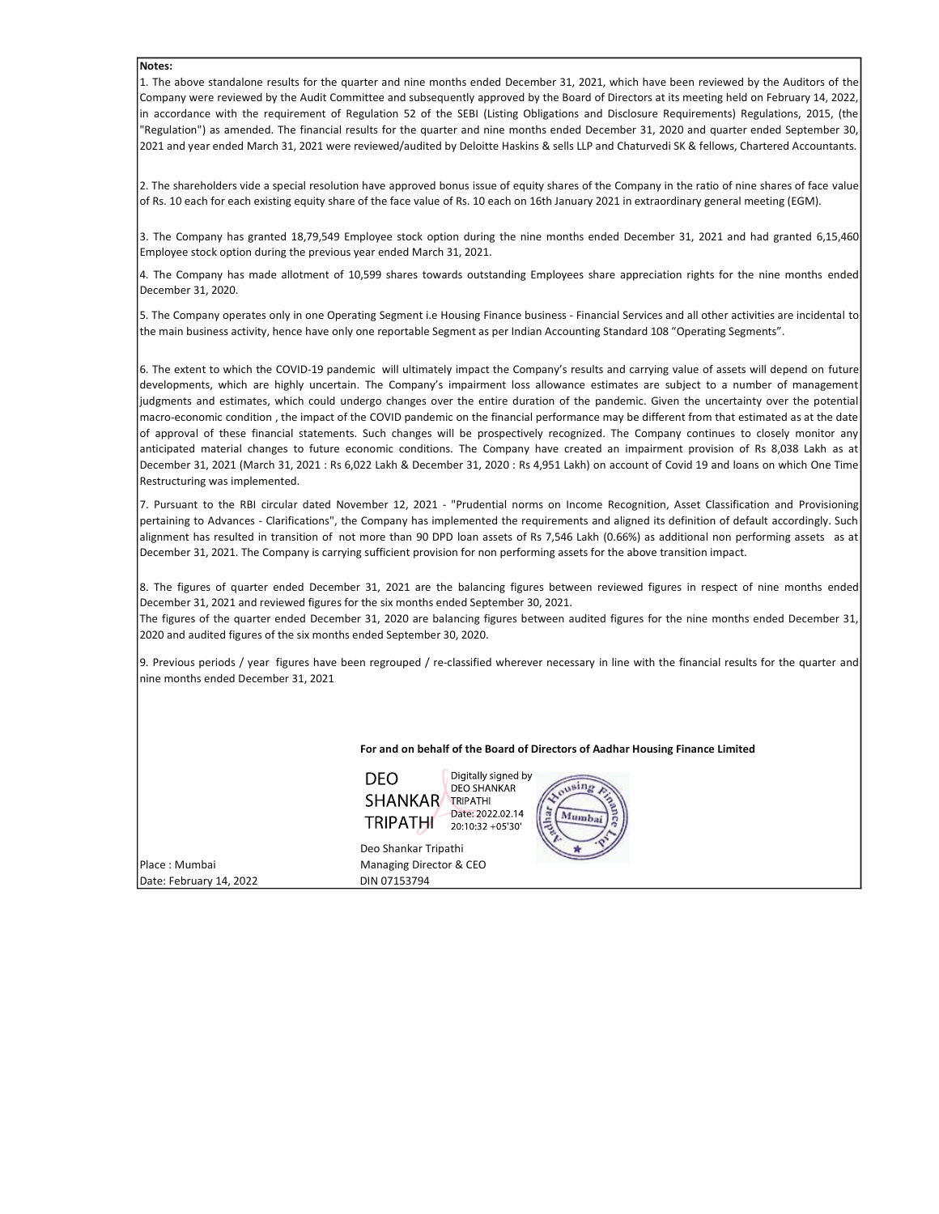**Notes:**

1. The above standalone results for the quarter and nine months ended December 31, 2021, which have been reviewed by the Auditors of the Company were reviewed by the Audit Committee and subsequently approved by the Board of Directors at its meeting held on February 14, 2022, in accordance with the requirement of Regulation 52 of the SEBI (Listing Obligations and Disclosure Requirements) Regulations, 2015, (the "Regulation") as amended. The financial results for the quarter and nine months ended December 31, 2020 and quarter ended September 30, 2021 and year ended March 31, 2021 were reviewed/audited by Deloitte Haskins & sells LLP and Chaturvedi SK & fellows, Chartered Accountants.

2. The shareholders vide a special resolution have approved bonus issue of equity shares of the Company in the ratio of nine shares of face value of Rs. 10 each for each existing equity share of the face value of Rs. 10 each on 16th January 2021 in extraordinary general meeting (EGM).

3. The Company has granted 18,79,549 Employee stock option during the nine months ended December 31, 2021 and had granted 6,15,460 Employee stock option during the previous year ended March 31, 2021.

4. The Company has made allotment of 10,599 shares towards outstanding Employees share appreciation rights for the nine months ended December 31, 2020.

5. The Company operates only in one Operating Segment i.e Housing Finance business - Financial Services and all other activities are incidental to the main business activity, hence have only one reportable Segment as per Indian Accounting Standard 108 "Operating Segments".

6. The extent to which the COVID-19 pandemic will ultimately impact the Company's results and carrying value of assets will depend on future developments, which are highly uncertain. The Company's impairment loss allowance estimates are subject to a number of management judgments and estimates, which could undergo changes over the entire duration of the pandemic. Given the uncertainty over the potential macro-economic condition , the impact of the COVID pandemic on the financial performance may be different from that estimated as at the date of approval of these financial statements. Such changes will be prospectively recognized. The Company continues to closely monitor any anticipated material changes to future economic conditions. The Company have created an impairment provision of Rs 8,038 Lakh as at December 31, 2021 (March 31, 2021 : Rs 6,022 Lakh & December 31, 2020 : Rs 4,951 Lakh) on account of Covid 19 and loans on which One Time Restructuring was implemented.

7. Pursuant to the RBI circular dated November 12, 2021 - "Prudential norms on Income Recognition, Asset Classification and Provisioning pertaining to Advances - Clarifications", the Company has implemented the requirements and aligned its definition of default accordingly. Such alignment has resulted in transition of not more than 90 DPD loan assets of Rs 7,546 Lakh (0.66%) as additional non performing assets as at December 31, 2021. The Company is carrying sufficient provision for non performing assets for the above transition impact.

8. The figures of quarter ended December 31, 2021 are the balancing figures between reviewed figures in respect of nine months ended December 31, 2021 and reviewed figures for the six months ended September 30, 2021.
The figures of the quarter ended December 31, 2020 are balancing figures between audited figures for the nine months ended December 31, 2020 and audited figures of the six months ended September 30, 2020.

9. Previous periods / year figures have been regrouped / re-classified wherever necessary in line with the financial results for the quarter and nine months ended December 31, 2021

**For and on behalf of the Board of Directors of Aadhar Housing Finance Limited**

DEO SHANKAR TRIPATHI — Digitally signed by DEO SHANKAR TRIPATHI Date: 2022.02.14 20:10:32 +05'30'

Deo Shankar Tripathi
Managing Director & CEO
DIN 07153794

Place : Mumbai
Date: February 14, 2022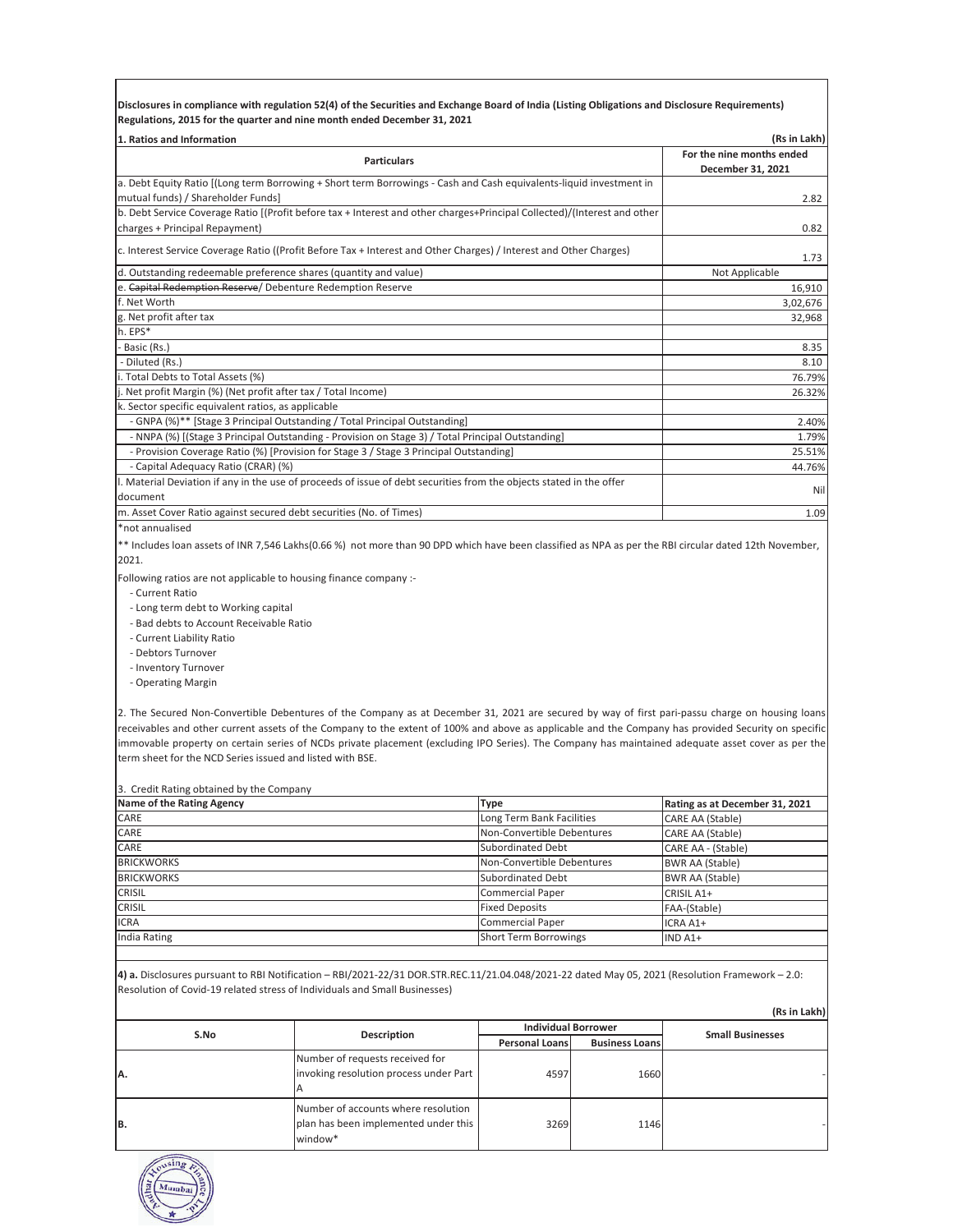**Disclosures in compliance with regulation 52(4) of the Securities and Exchange Board of India (Listing Obligations and Disclosure Requirements) Regulations, 2015 for the quarter and nine month ended December 31, 2021**

**1. Ratios and Information** **(Rs in Lakh)**

| Particulars | For the nine months ended December 31, 2021 |
|---|---|
| a. Debt Equity Ratio [(Long term Borrowing + Short term Borrowings - Cash and Cash equivalents-liquid investment in mutual funds) / Shareholder Funds] | 2.82 |
| b. Debt Service Coverage Ratio [(Profit before tax + Interest and other charges+Principal Collected)/(Interest and other charges + Principal Repayment) | 0.82 |
| c. Interest Service Coverage Ratio ((Profit Before Tax + Interest and Other Charges) / Interest and Other Charges) | 1.73 |
| d. Outstanding redeemable preference shares (quantity and value) | Not Applicable |
| e. ~~Capital Redemption Reserve~~/ Debenture Redemption Reserve | 16,910 |
| f. Net Worth | 3,02,676 |
| g. Net profit after tax | 32,968 |
| h. EPS* | |
| - Basic (Rs.) | 8.35 |
| - Diluted (Rs.) | 8.10 |
| i. Total Debts to Total Assets (%) | 76.79% |
| j. Net profit Margin (%) (Net profit after tax / Total Income) | 26.32% |
| k. Sector specific equivalent ratios, as applicable | |
| - GNPA (%)** [Stage 3 Principal Outstanding / Total Principal Outstanding] | 2.40% |
| - NNPA (%) [(Stage 3 Principal Outstanding - Provision on Stage 3) / Total Principal Outstanding] | 1.79% |
| - Provision Coverage Ratio (%) [Provision for Stage 3 / Stage 3 Principal Outstanding] | 25.51% |
| - Capital Adequacy Ratio (CRAR) (%) | 44.76% |
| l. Material Deviation if any in the use of proceeds of issue of debt securities from the objects stated in the offer document | Nil |
| m. Asset Cover Ratio against secured debt securities (No. of Times) | 1.09 |

*not annualised

** Includes loan assets of INR 7,546 Lakhs(0.66 %) not more than 90 DPD which have been classified as NPA as per the RBI circular dated 12th November, 2021.

Following ratios are not applicable to housing finance company :-

- Current Ratio
- Long term debt to Working capital
- Bad debts to Account Receivable Ratio
- Current Liability Ratio
- Debtors Turnover
- Inventory Turnover
- Operating Margin

2. The Secured Non-Convertible Debentures of the Company as at December 31, 2021 are secured by way of first pari-passu charge on housing loans receivables and other current assets of the Company to the extent of 100% and above as applicable and the Company has provided Security on specific immovable property on certain series of NCDs private placement (excluding IPO Series). The Company has maintained adequate asset cover as per the term sheet for the NCD Series issued and listed with BSE.

3. Credit Rating obtained by the Company

| Name of the Rating Agency | Type | Rating as at December 31, 2021 |
|---|---|---|
| CARE | Long Term Bank Facilities | CARE AA (Stable) |
| CARE | Non-Convertible Debentures | CARE AA (Stable) |
| CARE | Subordinated Debt | CARE AA - (Stable) |
| BRICKWORKS | Non-Convertible Debentures | BWR AA (Stable) |
| BRICKWORKS | Subordinated Debt | BWR AA (Stable) |
| CRISIL | Commercial Paper | CRISIL A1+ |
| CRISIL | Fixed Deposits | FAA-(Stable) |
| ICRA | Commercial Paper | ICRA A1+ |
| India Rating | Short Term Borrowings | IND A1+ |

**4) a.** Disclosures pursuant to RBI Notification – RBI/2021-22/31 DOR.STR.REC.11/21.04.048/2021-22 dated May 05, 2021 (Resolution Framework – 2.0: Resolution of Covid-19 related stress of Individuals and Small Businesses)

**(Rs in Lakh)**

| S.No | Description | Individual Borrower | | Small Businesses |
|---|---|---|---|---|
| | | Personal Loans | Business Loans | |
| A. | Number of requests received for invoking resolution process under Part A | 4597 | 1660 | - |
| B. | Number of accounts where resolution plan has been implemented under this window* | 3269 | 1146 | - |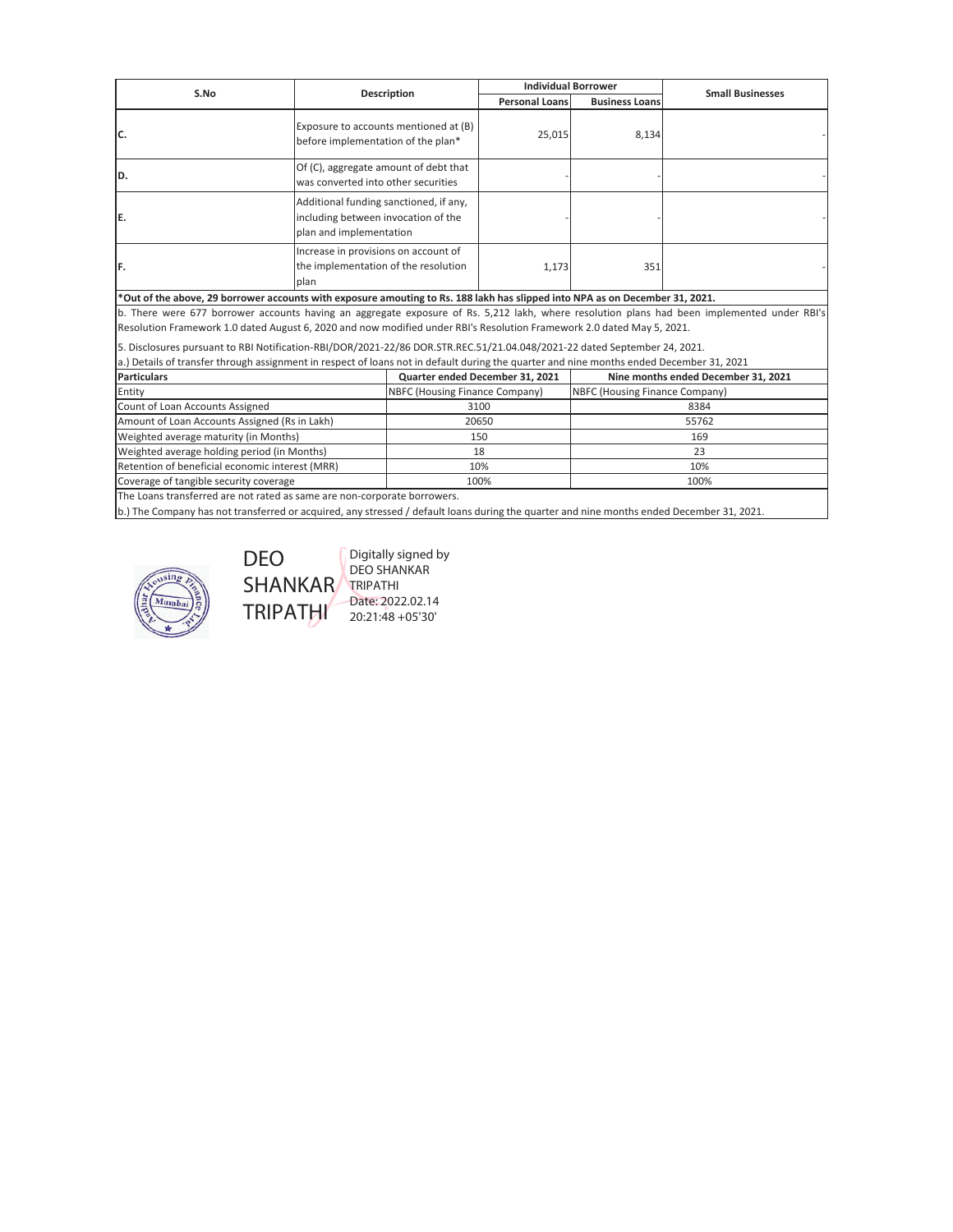| S.No | Description | Individual Borrower | | Small Businesses |
|---|---|---|---|---|
| | | Personal Loans | Business Loans | |
| C. | Exposure to accounts mentioned at (B) before implementation of the plan* | 25,015 | 8,134 | - |
| D. | Of (C), aggregate amount of debt that was converted into other securities | - | - | - |
| E. | Additional funding sanctioned, if any, including between invocation of the plan and implementation | - | - | - |
| F. | Increase in provisions on account of the implementation of the resolution plan | 1,173 | 351 | - |

**\*Out of the above, 29 borrower accounts with exposure amouting to Rs. 188 lakh has slipped into NPA as on December 31, 2021.**

b. There were 677 borrower accounts having an aggregate exposure of Rs. 5,212 lakh, where resolution plans had been implemented under RBI's Resolution Framework 1.0 dated August 6, 2020 and now modified under RBI's Resolution Framework 2.0 dated May 5, 2021.

5. Disclosures pursuant to RBI Notification-RBI/DOR/2021-22/86 DOR.STR.REC.51/21.04.048/2021-22 dated September 24, 2021.

a.) Details of transfer through assignment in respect of loans not in default during the quarter and nine months ended December 31, 2021

| Particulars | Quarter ended December 31, 2021 | Nine months ended December 31, 2021 |
|---|---|---|
| Entity | NBFC (Housing Finance Company) | NBFC (Housing Finance Company) |
| Count of Loan Accounts Assigned | 3100 | 8384 |
| Amount of Loan Accounts Assigned (Rs in Lakh) | 20650 | 55762 |
| Weighted average maturity (in Months) | 150 | 169 |
| Weighted average holding period (in Months) | 18 | 23 |
| Retention of beneficial economic interest (MRR) | 10% | 10% |
| Coverage of tangible security coverage | 100% | 100% |

The Loans transferred are not rated as same are non-corporate borrowers.

b.) The Company has not transferred or acquired, any stressed / default loans during the quarter and nine months ended December 31, 2021.

DEO SHANKAR TRIPATHI

Digitally signed by DEO SHANKAR TRIPATHI
Date: 2022.02.14 20:21:48 +05'30'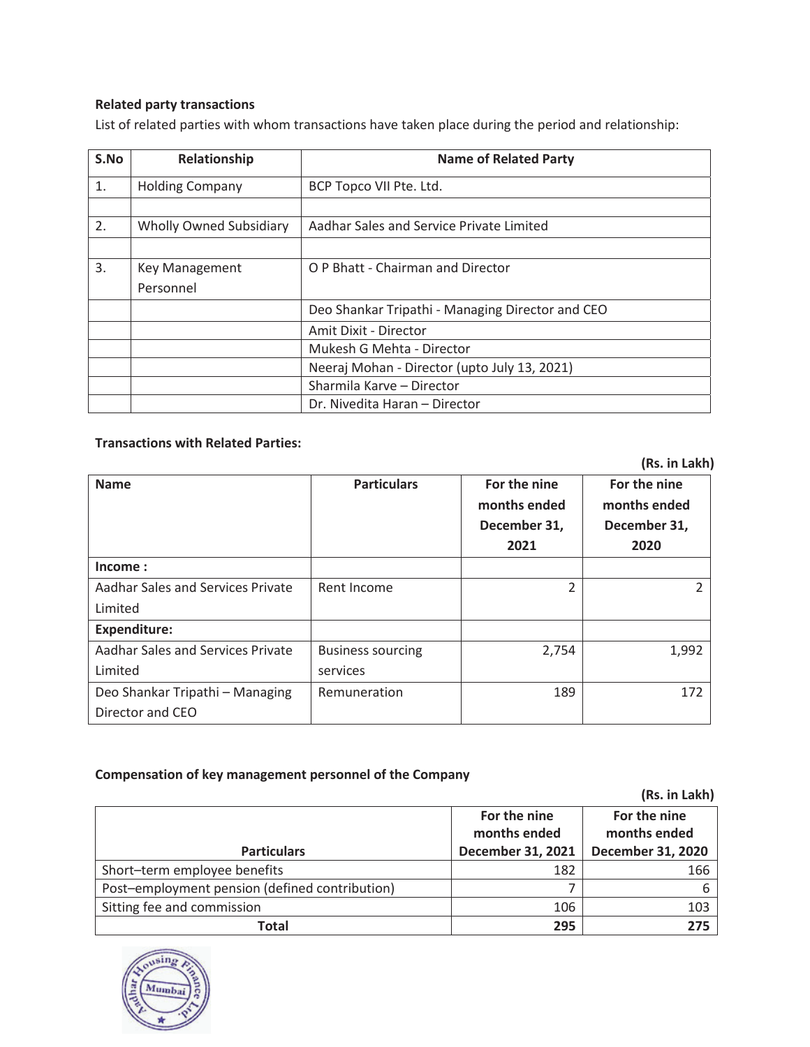**Related party transactions**

List of related parties with whom transactions have taken place during the period and relationship:

| S.No | Relationship | Name of Related Party |
|---|---|---|
| 1. | Holding Company | BCP Topco VII Pte. Ltd. |
| | | |
| 2. | Wholly Owned Subsidiary | Aadhar Sales and Service Private Limited |
| | | |
| 3. | Key Management Personnel | O P Bhatt - Chairman and Director |
| | | Deo Shankar Tripathi - Managing Director and CEO |
| | | Amit Dixit - Director |
| | | Mukesh G Mehta - Director |
| | | Neeraj Mohan - Director (upto July 13, 2021) |
| | | Sharmila Karve – Director |
| | | Dr. Nivedita Haran – Director |

**Transactions with Related Parties:**

**(Rs. in Lakh)**

| Name | Particulars | For the nine months ended December 31, 2021 | For the nine months ended December 31, 2020 |
|---|---|---|---|
| **Income :** | | | |
| Aadhar Sales and Services Private Limited | Rent Income | 2 | 2 |
| **Expenditure:** | | | |
| Aadhar Sales and Services Private Limited | Business sourcing services | 2,754 | 1,992 |
| Deo Shankar Tripathi – Managing Director and CEO | Remuneration | 189 | 172 |

**Compensation of key management personnel of the Company**

**(Rs. in Lakh)**

| Particulars | For the nine months ended December 31, 2021 | For the nine months ended December 31, 2020 |
|---|---|---|
| Short–term employee benefits | 182 | 166 |
| Post–employment pension (defined contribution) | 7 | 6 |
| Sitting fee and commission | 106 | 103 |
| **Total** | **295** | **275** |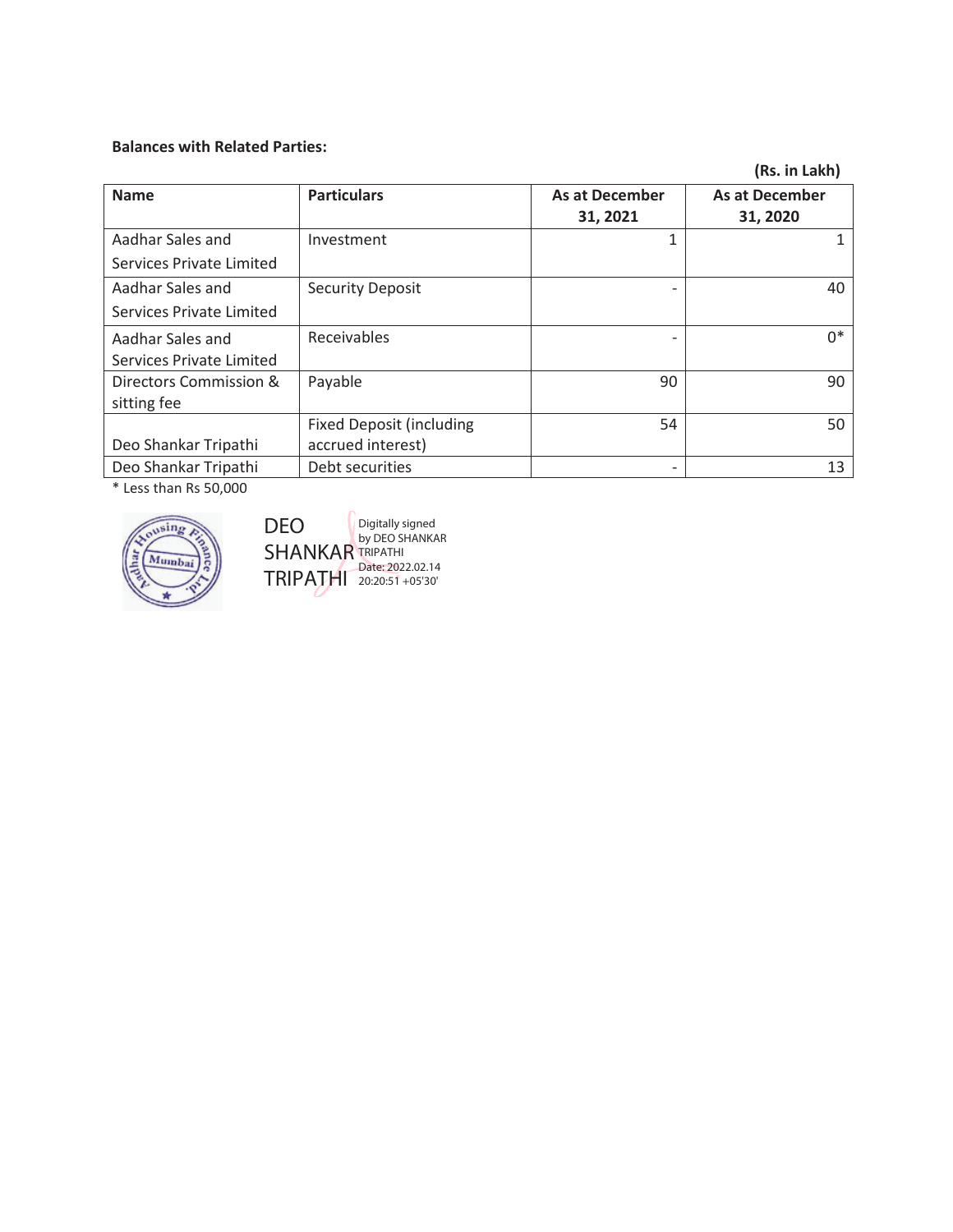**Balances with Related Parties:**

**(Rs. in Lakh)**

| Name | Particulars | As at December 31, 2021 | As at December 31, 2020 |
|---|---|---|---|
| Aadhar Sales and Services Private Limited | Investment | 1 | 1 |
| Aadhar Sales and Services Private Limited | Security Deposit | - | 40 |
| Aadhar Sales and Services Private Limited | Receivables | - | 0* |
| Directors Commission & sitting fee | Payable | 90 | 90 |
| Deo Shankar Tripathi | Fixed Deposit (including accrued interest) | 54 | 50 |
| Deo Shankar Tripathi | Debt securities | - | 13 |

* Less than Rs 50,000

DEO SHANKAR TRIPATHI

Digitally signed by DEO SHANKAR TRIPATHI
Date: 2022.02.14 20:20:51 +05'30'